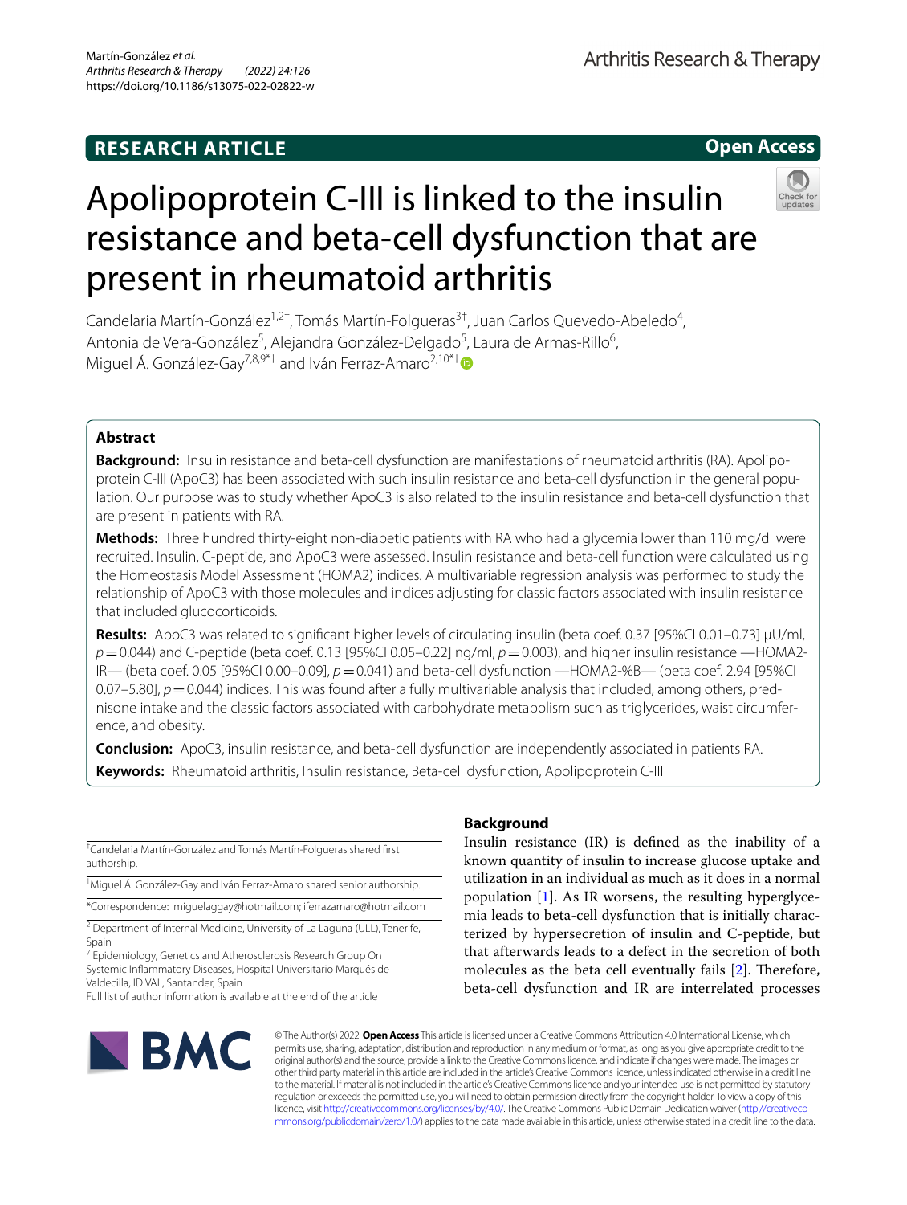RESEARCH ARTICLE

Open Access

# Apolipoprotein C-III is linked to the insulin resistance and beta-cell dysfunction that are present in rheumatoid arthritis

Candelaria Martín-González[1,2†], Tomás Martín-Folgueras[3†], Juan Carlos Quevedo-Abeledo[4], Antonia de Vera-González[5], Alejandra González-Delgado[5], Laura de Armas-Rillo[6], Miguel Á. González-Gay[7,8,9*†] and Iván Ferraz-Amaro[2,10*†]

## Abstract

**Background:** Insulin resistance and beta-cell dysfunction are manifestations of rheumatoid arthritis (RA). Apolipoprotein C-III (ApoC3) has been associated with such insulin resistance and beta-cell dysfunction in the general population. Our purpose was to study whether ApoC3 is also related to the insulin resistance and beta-cell dysfunction that are present in patients with RA.

**Methods:** Three hundred thirty-eight non-diabetic patients with RA who had a glycemia lower than 110 mg/dl were recruited. Insulin, C-peptide, and ApoC3 were assessed. Insulin resistance and beta-cell function were calculated using the Homeostasis Model Assessment (HOMA2) indices. A multivariable regression analysis was performed to study the relationship of ApoC3 with those molecules and indices adjusting for classic factors associated with insulin resistance that included glucocorticoids.

**Results:** ApoC3 was related to significant higher levels of circulating insulin (beta coef. 0.37 [95%CI 0.01–0.73] µU/ml, $p = 0.044$) and C-peptide (beta coef. 0.13 [95%CI 0.05–0.22] ng/ml, $p = 0.003$), and higher insulin resistance —HOMA2-IR— (beta coef. 0.05 [95%CI 0.00–0.09], $p = 0.041$) and beta-cell dysfunction —HOMA2-%B— (beta coef. 2.94 [95%CI 0.07–5.80], $p = 0.044$) indices. This was found after a fully multivariable analysis that included, among others, prednisone intake and the classic factors associated with carbohydrate metabolism such as triglycerides, waist circumference, and obesity.

**Conclusion:** ApoC3, insulin resistance, and beta-cell dysfunction are independently associated in patients RA.

**Keywords:** Rheumatoid arthritis, Insulin resistance, Beta-cell dysfunction, Apolipoprotein C-III

†Candelaria Martín-González and Tomás Martín-Folgueras shared first authorship.

†Miguel Á. González-Gay and Iván Ferraz-Amaro shared senior authorship.

*Correspondence: miguelaggay@hotmail.com; iferrazamaro@hotmail.com

[2] Department of Internal Medicine, University of La Laguna (ULL), Tenerife, Spain

[7] Epidemiology, Genetics and Atherosclerosis Research Group On Systemic Inflammatory Diseases, Hospital Universitario Marqués de Valdecilla, IDIVAL, Santander, Spain

Full list of author information is available at the end of the article

## Background

Insulin resistance (IR) is defined as the inability of a known quantity of insulin to increase glucose uptake and utilization in an individual as much as it does in a normal population [1]. As IR worsens, the resulting hyperglycemia leads to beta-cell dysfunction that is initially characterized by hypersecretion of insulin and C-peptide, but that afterwards leads to a defect in the secretion of both molecules as the beta cell eventually fails [2]. Therefore, beta-cell dysfunction and IR are interrelated processes

© The Author(s) 2022. **Open Access** This article is licensed under a Creative Commons Attribution 4.0 International License, which permits use, sharing, adaptation, distribution and reproduction in any medium or format, as long as you give appropriate credit to the original author(s) and the source, provide a link to the Creative Commons licence, and indicate if changes were made. The images or other third party material in this article are included in the article's Creative Commons licence, unless indicated otherwise in a credit line to the material. If material is not included in the article's Creative Commons licence and your intended use is not permitted by statutory regulation or exceeds the permitted use, you will need to obtain permission directly from the copyright holder. To view a copy of this licence, visit http://creativecommons.org/licenses/by/4.0/. The Creative Commons Public Domain Dedication waiver (http://creativecommons.org/publicdomain/zero/1.0/) applies to the data made available in this article, unless otherwise stated in a credit line to the data.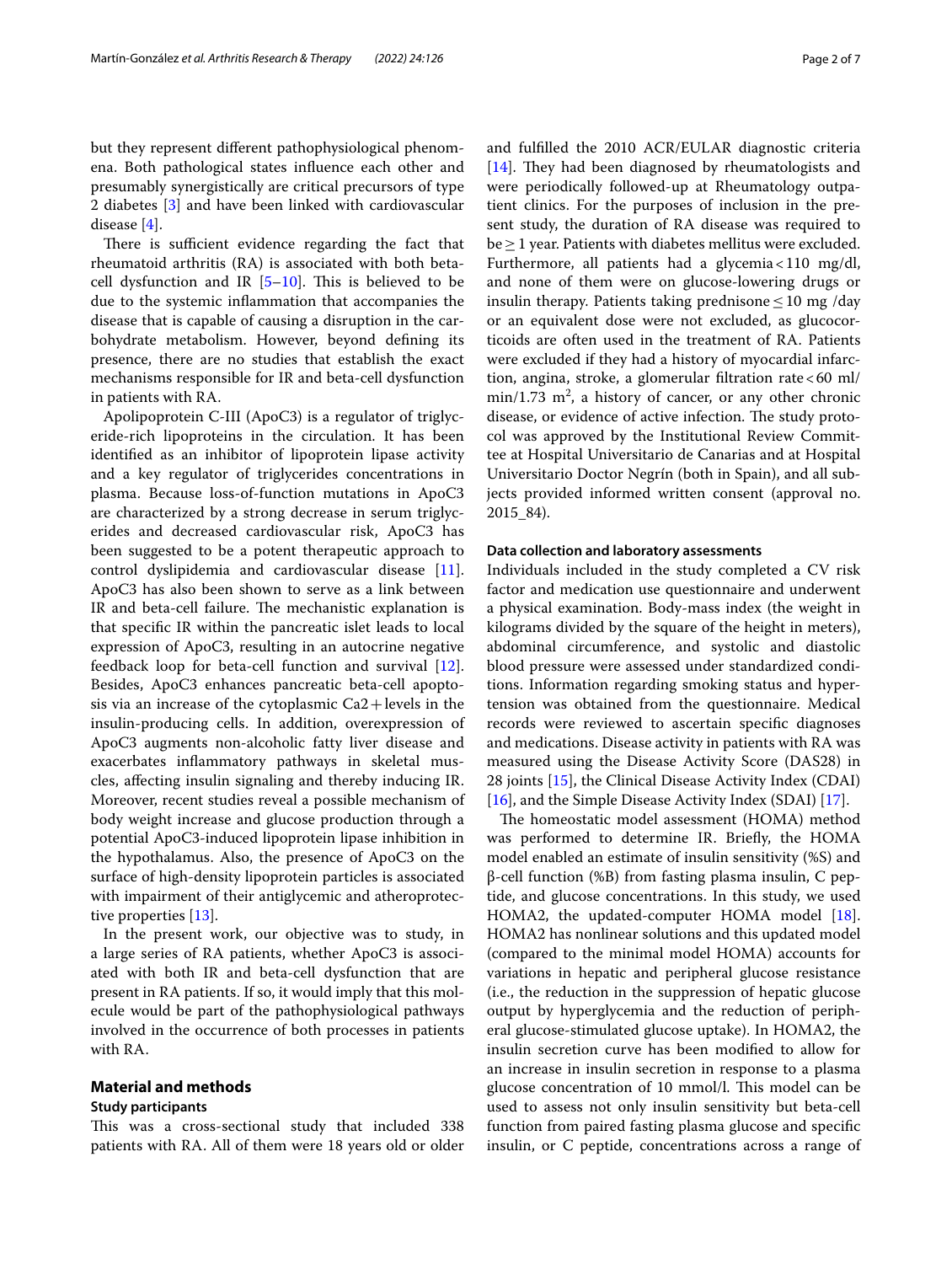but they represent different pathophysiological phenomena. Both pathological states influence each other and presumably synergistically are critical precursors of type 2 diabetes [3] and have been linked with cardiovascular disease [4].

There is sufficient evidence regarding the fact that rheumatoid arthritis (RA) is associated with both beta-cell dysfunction and IR [5–10]. This is believed to be due to the systemic inflammation that accompanies the disease that is capable of causing a disruption in the carbohydrate metabolism. However, beyond defining its presence, there are no studies that establish the exact mechanisms responsible for IR and beta-cell dysfunction in patients with RA.

Apolipoprotein C-III (ApoC3) is a regulator of triglyceride-rich lipoproteins in the circulation. It has been identified as an inhibitor of lipoprotein lipase activity and a key regulator of triglycerides concentrations in plasma. Because loss-of-function mutations in ApoC3 are characterized by a strong decrease in serum triglycerides and decreased cardiovascular risk, ApoC3 has been suggested to be a potent therapeutic approach to control dyslipidemia and cardiovascular disease [11]. ApoC3 has also been shown to serve as a link between IR and beta-cell failure. The mechanistic explanation is that specific IR within the pancreatic islet leads to local expression of ApoC3, resulting in an autocrine negative feedback loop for beta-cell function and survival [12]. Besides, ApoC3 enhances pancreatic beta-cell apoptosis via an increase of the cytoplasmic $Ca2+$ levels in the insulin-producing cells. In addition, overexpression of ApoC3 augments non-alcoholic fatty liver disease and exacerbates inflammatory pathways in skeletal muscles, affecting insulin signaling and thereby inducing IR. Moreover, recent studies reveal a possible mechanism of body weight increase and glucose production through a potential ApoC3-induced lipoprotein lipase inhibition in the hypothalamus. Also, the presence of ApoC3 on the surface of high-density lipoprotein particles is associated with impairment of their antiglycemic and atheroprotective properties [13].

In the present work, our objective was to study, in a large series of RA patients, whether ApoC3 is associated with both IR and beta-cell dysfunction that are present in RA patients. If so, it would imply that this molecule would be part of the pathophysiological pathways involved in the occurrence of both processes in patients with RA.

## Material and methods

### Study participants

This was a cross-sectional study that included 338 patients with RA. All of them were 18 years old or older and fulfilled the 2010 ACR/EULAR diagnostic criteria [14]. They had been diagnosed by rheumatologists and were periodically followed-up at Rheumatology outpatient clinics. For the purposes of inclusion in the present study, the duration of RA disease was required to be $\geq 1$ year. Patients with diabetes mellitus were excluded. Furthermore, all patients had a glycemia $< 110$ mg/dl, and none of them were on glucose-lowering drugs or insulin therapy. Patients taking prednisone $\leq 10$ mg /day or an equivalent dose were not excluded, as glucocorticoids are often used in the treatment of RA. Patients were excluded if they had a history of myocardial infarction, angina, stroke, a glomerular filtration rate $< 60$ ml/min/1.73 $m^2$, a history of cancer, or any other chronic disease, or evidence of active infection. The study protocol was approved by the Institutional Review Committee at Hospital Universitario de Canarias and at Hospital Universitario Doctor Negrín (both in Spain), and all subjects provided informed written consent (approval no. 2015_84).

### Data collection and laboratory assessments

Individuals included in the study completed a CV risk factor and medication use questionnaire and underwent a physical examination. Body-mass index (the weight in kilograms divided by the square of the height in meters), abdominal circumference, and systolic and diastolic blood pressure were assessed under standardized conditions. Information regarding smoking status and hypertension was obtained from the questionnaire. Medical records were reviewed to ascertain specific diagnoses and medications. Disease activity in patients with RA was measured using the Disease Activity Score (DAS28) in 28 joints [15], the Clinical Disease Activity Index (CDAI) [16], and the Simple Disease Activity Index (SDAI) [17].

The homeostatic model assessment (HOMA) method was performed to determine IR. Briefly, the HOMA model enabled an estimate of insulin sensitivity (%S) and β-cell function (%B) from fasting plasma insulin, C peptide, and glucose concentrations. In this study, we used HOMA2, the updated-computer HOMA model [18]. HOMA2 has nonlinear solutions and this updated model (compared to the minimal model HOMA) accounts for variations in hepatic and peripheral glucose resistance (i.e., the reduction in the suppression of hepatic glucose output by hyperglycemia and the reduction of peripheral glucose-stimulated glucose uptake). In HOMA2, the insulin secretion curve has been modified to allow for an increase in insulin secretion in response to a plasma glucose concentration of 10 mmol/l. This model can be used to assess not only insulin sensitivity but beta-cell function from paired fasting plasma glucose and specific insulin, or C peptide, concentrations across a range of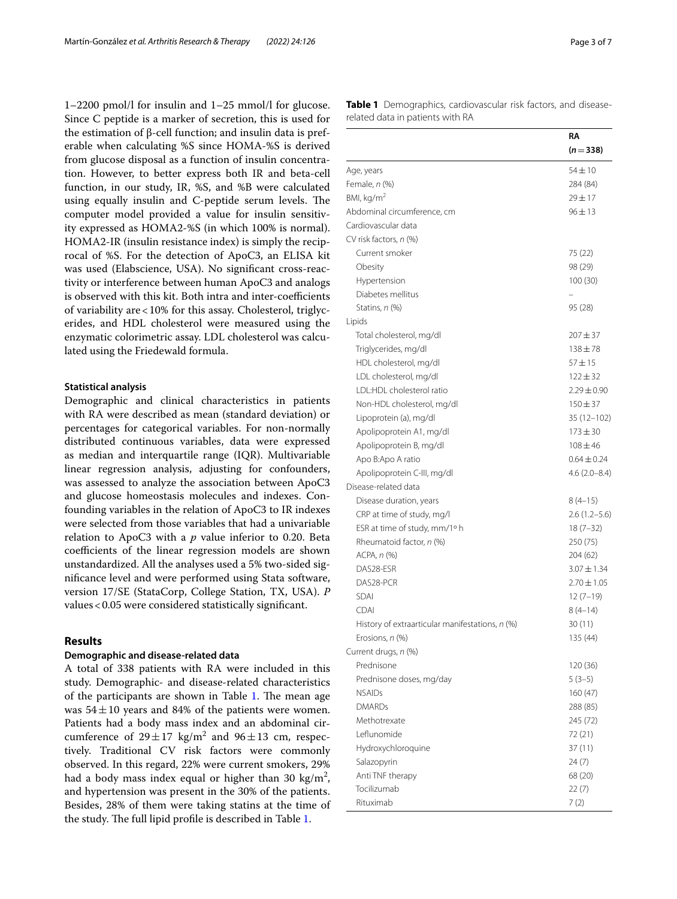1–2200 pmol/l for insulin and 1–25 mmol/l for glucose. Since C peptide is a marker of secretion, this is used for the estimation of β-cell function; and insulin data is preferable when calculating %S since HOMA-%S is derived from glucose disposal as a function of insulin concentration. However, to better express both IR and beta-cell function, in our study, IR, %S, and %B were calculated using equally insulin and C-peptide serum levels. The computer model provided a value for insulin sensitivity expressed as HOMA2-%S (in which 100% is normal). HOMA2-IR (insulin resistance index) is simply the reciprocal of %S. For the detection of ApoC3, an ELISA kit was used (Elabscience, USA). No significant cross-reactivity or interference between human ApoC3 and analogs is observed with this kit. Both intra and inter-coefficients of variability are < 10% for this assay. Cholesterol, triglycerides, and HDL cholesterol were measured using the enzymatic colorimetric assay. LDL cholesterol was calculated using the Friedewald formula.

#### Statistical analysis

Demographic and clinical characteristics in patients with RA were described as mean (standard deviation) or percentages for categorical variables. For non-normally distributed continuous variables, data were expressed as median and interquartile range (IQR). Multivariable linear regression analysis, adjusting for confounders, was assessed to analyze the association between ApoC3 and glucose homeostasis molecules and indexes. Confounding variables in the relation of ApoC3 to IR indexes were selected from those variables that had a univariable relation to ApoC3 with a $p$ value inferior to 0.20. Beta coefficients of the linear regression models are shown unstandardized. All the analyses used a 5% two-sided significance level and were performed using Stata software, version 17/SE (StataCorp, College Station, TX, USA). $P$ values < 0.05 were considered statistically significant.

## Results

#### Demographic and disease-related data

A total of 338 patients with RA were included in this study. Demographic- and disease-related characteristics of the participants are shown in Table 1. The mean age was $54 \pm 10$ years and 84% of the patients were women. Patients had a body mass index and an abdominal circumference of $29 \pm 17$ kg/m$^2$ and $96 \pm 13$ cm, respectively. Traditional CV risk factors were commonly observed. In this regard, 22% were current smokers, 29% had a body mass index equal or higher than 30 kg/m$^2$, and hypertension was present in the 30% of the patients. Besides, 28% of them were taking statins at the time of the study. The full lipid profile is described in Table 1.

**Table 1** Demographics, cardiovascular risk factors, and disease-related data in patients with RA

| | RA ($n = 338$) |
|---|---|
| Age, years | $54 \pm 10$ |
| Female, *n* (%) | 284 (84) |
| BMI, kg/m$^2$ | $29 \pm 17$ |
| Abdominal circumference, cm | $96 \pm 13$ |
| Cardiovascular data | |
| CV risk factors, *n* (%) | |
| Current smoker | 75 (22) |
| Obesity | 98 (29) |
| Hypertension | 100 (30) |
| Diabetes mellitus | – |
| Statins, *n* (%) | 95 (28) |
| Lipids | |
| Total cholesterol, mg/dl | $207 \pm 37$ |
| Triglycerides, mg/dl | $138 \pm 78$ |
| HDL cholesterol, mg/dl | $57 \pm 15$ |
| LDL cholesterol, mg/dl | $122 \pm 32$ |
| LDL:HDL cholesterol ratio | $2.29 \pm 0.90$ |
| Non-HDL cholesterol, mg/dl | $150 \pm 37$ |
| Lipoprotein (a), mg/dl | 35 (12–102) |
| Apolipoprotein A1, mg/dl | $173 \pm 30$ |
| Apolipoprotein B, mg/dl | $108 \pm 46$ |
| Apo B:Apo A ratio | $0.64 \pm 0.24$ |
| Apolipoprotein C-III, mg/dl | 4.6 (2.0–8.4) |
| Disease-related data | |
| Disease duration, years | 8 (4–15) |
| CRP at time of study, mg/l | 2.6 (1.2–5.6) |
| ESR at time of study, mm/1° h | 18 (7–32) |
| Rheumatoid factor, *n* (%) | 250 (75) |
| ACPA, *n* (%) | 204 (62) |
| DAS28-ESR | $3.07 \pm 1.34$ |
| DAS28-PCR | $2.70 \pm 1.05$ |
| SDAI | 12 (7–19) |
| CDAI | 8 (4–14) |
| History of extraarticular manifestations, *n* (%) | 30 (11) |
| Erosions, *n* (%) | 135 (44) |
| Current drugs, *n* (%) | |
| Prednisone | 120 (36) |
| Prednisone doses, mg/day | 5 (3–5) |
| NSAIDs | 160 (47) |
| DMARDs | 288 (85) |
| Methotrexate | 245 (72) |
| Leflunomide | 72 (21) |
| Hydroxychloroquine | 37 (11) |
| Salazopyrin | 24 (7) |
| Anti TNF therapy | 68 (20) |
| Tocilizumab | 22 (7) |
| Rituximab | 7 (2) |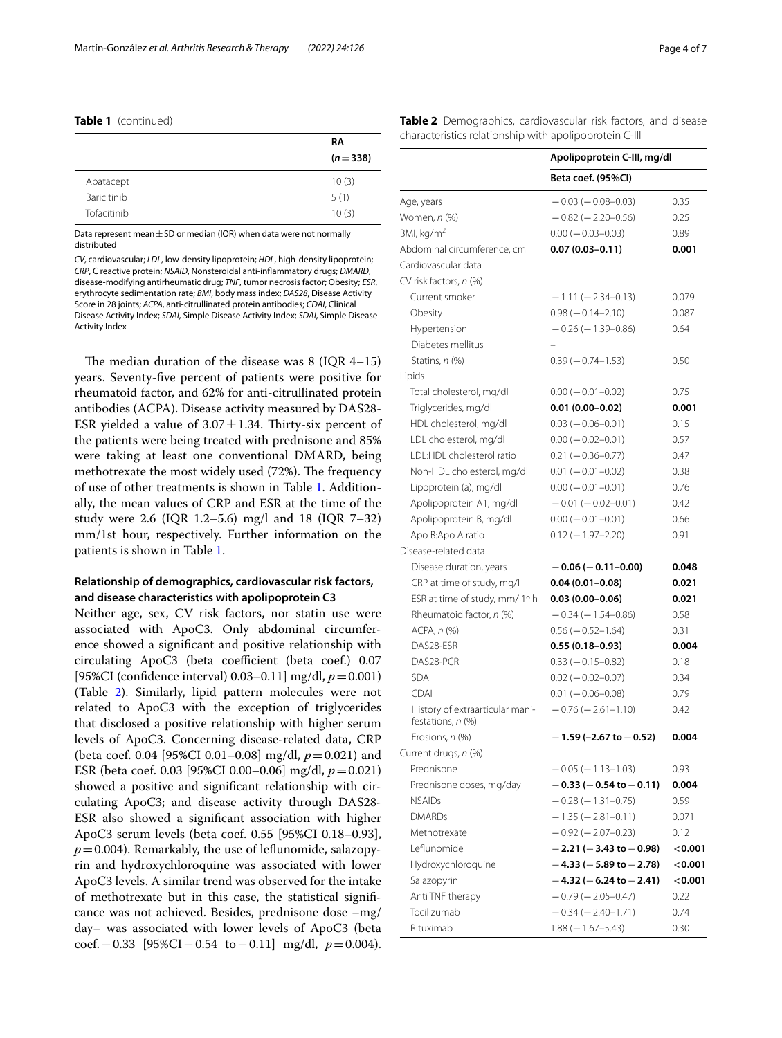**Table 1** (continued)

| | RA ($n = 338$) |
|---|---|
| Abatacept | 10 (3) |
| Baricitinib | 5 (1) |
| Tofacitinib | 10 (3) |

Data represent mean ± SD or median (IQR) when data were not normally distributed

*CV*, cardiovascular; *LDL*, low-density lipoprotein; *HDL*, high-density lipoprotein; *CRP*, C reactive protein; *NSAID*, Nonsteroidal anti-inflammatory drugs; *DMARD*, disease-modifying antirheumatic drug; *TNF*, tumor necrosis factor; Obesity; *ESR*, erythrocyte sedimentation rate; *BMI*, body mass index; *DAS28*, Disease Activity Score in 28 joints; *ACPA*, anti-citrullinated protein antibodies; *CDAI*, Clinical Disease Activity Index; *SDAI*, Simple Disease Activity Index; *SDAI*, Simple Disease Activity Index

The median duration of the disease was 8 (IQR 4–15) years. Seventy-five percent of patients were positive for rheumatoid factor, and 62% for anti-citrullinated protein antibodies (ACPA). Disease activity measured by DAS28-ESR yielded a value of $3.07 \pm 1.34$. Thirty-six percent of the patients were being treated with prednisone and 85% were taking at least one conventional DMARD, being methotrexate the most widely used (72%). The frequency of use of other treatments is shown in Table 1. Additionally, the mean values of CRP and ESR at the time of the study were 2.6 (IQR 1.2–5.6) mg/l and 18 (IQR 7–32) mm/1st hour, respectively. Further information on the patients is shown in Table 1.

### Relationship of demographics, cardiovascular risk factors, and disease characteristics with apolipoprotein C3

Neither age, sex, CV risk factors, nor statin use were associated with ApoC3. Only abdominal circumference showed a significant and positive relationship with circulating ApoC3 (beta coefficient (beta coef.) 0.07 [95%CI (confidence interval) 0.03–0.11] mg/dl, $p = 0.001$) (Table 2). Similarly, lipid pattern molecules were not related to ApoC3 with the exception of triglycerides that disclosed a positive relationship with higher serum levels of ApoC3. Concerning disease-related data, CRP (beta coef. 0.04 [95%CI 0.01–0.08] mg/dl, $p = 0.021$) and ESR (beta coef. 0.03 [95%CI 0.00–0.06] mg/dl, $p = 0.021$) showed a positive and significant relationship with circulating ApoC3; and disease activity through DAS28-ESR also showed a significant association with higher ApoC3 serum levels (beta coef. 0.55 [95%CI 0.18–0.93], $p = 0.004$). Remarkably, the use of leflunomide, salazopyrin and hydroxychloroquine was associated with lower ApoC3 levels. A similar trend was observed for the intake of methotrexate but in this case, the statistical significance was not achieved. Besides, prednisone dose –mg/day– was associated with lower levels of ApoC3 (beta coef. −0.33 [95%CI −0.54 to −0.11] mg/dl, $p = 0.004$).

**Table 2** Demographics, cardiovascular risk factors, and disease characteristics relationship with apolipoprotein C-III

| | Apolipoprotein C-III, mg/dl | |
|---|---|---|
| | Beta coef. (95%CI) | |
| Age, years | −0.03 (−0.08–0.03) | 0.35 |
| Women, *n* (%) | −0.82 (−2.20–0.56) | 0.25 |
| BMI, kg/m$^2$ | 0.00 (−0.03–0.03) | 0.89 |
| Abdominal circumference, cm | **0.07 (0.03–0.11)** | **0.001** |
| Cardiovascular data | | |
| CV risk factors, *n* (%) | | |
| Current smoker | −1.11 (−2.34–0.13) | 0.079 |
| Obesity | 0.98 (−0.14–2.10) | 0.087 |
| Hypertension | −0.26 (−1.39–0.86) | 0.64 |
| Diabetes mellitus | – | |
| Statins, *n* (%) | 0.39 (−0.74–1.53) | 0.50 |
| Lipids | | |
| Total cholesterol, mg/dl | 0.00 (−0.01–0.02) | 0.75 |
| Triglycerides, mg/dl | **0.01 (0.00–0.02)** | **0.001** |
| HDL cholesterol, mg/dl | 0.03 (−0.06–0.01) | 0.15 |
| LDL cholesterol, mg/dl | 0.00 (−0.02–0.01) | 0.57 |
| LDL:HDL cholesterol ratio | 0.21 (−0.36–0.77) | 0.47 |
| Non-HDL cholesterol, mg/dl | 0.01 (−0.01–0.02) | 0.38 |
| Lipoprotein (a), mg/dl | 0.00 (−0.01–0.01) | 0.76 |
| Apolipoprotein A1, mg/dl | −0.01 (−0.02–0.01) | 0.42 |
| Apolipoprotein B, mg/dl | 0.00 (−0.01–0.01) | 0.66 |
| Apo B:Apo A ratio | 0.12 (−1.97–2.20) | 0.91 |
| Disease-related data | | |
| Disease duration, years | **−0.06 (−0.11–0.00)** | **0.048** |
| CRP at time of study, mg/l | **0.04 (0.01–0.08)** | **0.021** |
| ESR at time of study, mm/ 1º h | **0.03 (0.00–0.06)** | **0.021** |
| Rheumatoid factor, *n* (%) | −0.34 (−1.54–0.86) | 0.58 |
| ACPA, *n* (%) | 0.56 (−0.52–1.64) | 0.31 |
| DAS28-ESR | **0.55 (0.18–0.93)** | **0.004** |
| DAS28-PCR | 0.33 (−0.15–0.82) | 0.18 |
| SDAI | 0.02 (−0.02–0.07) | 0.34 |
| CDAI | 0.01 (−0.06–0.08) | 0.79 |
| History of extraarticular manifestations, *n* (%) | −0.76 (−2.61–1.10) | 0.42 |
| Erosions, *n* (%) | **−1.59 (−2.67 to −0.52)** | **0.004** |
| Current drugs, *n* (%) | | |
| Prednisone | −0.05 (−1.13–1.03) | 0.93 |
| Prednisone doses, mg/day | **−0.33 (−0.54 to −0.11)** | **0.004** |
| NSAIDs | −0.28 (−1.31–0.75) | 0.59 |
| DMARDs | −1.35 (−2.81–0.11) | 0.071 |
| Methotrexate | −0.92 (−2.07–0.23) | 0.12 |
| Leflunomide | **−2.21 (−3.43 to −0.98)** | **<0.001** |
| Hydroxychloroquine | **−4.33 (−5.89 to −2.78)** | **<0.001** |
| Salazopyrin | **−4.32 (−6.24 to −2.41)** | **<0.001** |
| Anti TNF therapy | −0.79 (−2.05–0.47) | 0.22 |
| Tocilizumab | −0.34 (−2.40–1.71) | 0.74 |
| Rituximab | 1.88 (−1.67–5.43) | 0.30 |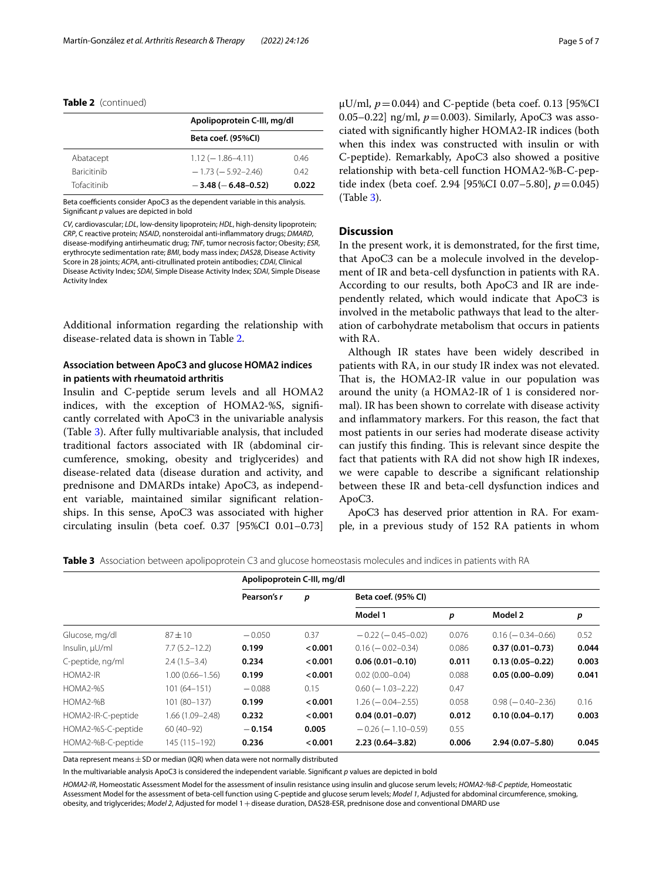**Table 2** (continued)

| | Apolipoprotein C-III, mg/dl | |
|---|---|---|
| | Beta coef. (95%CI) | |
| Abatacept | 1.12 (− 1.86–4.11) | 0.46 |
| Baricitinib | − 1.73 (− 5.92–2.46) | 0.42 |
| Tofacitinib | **− 3.48 (− 6.48–0.52)** | **0.022** |

Beta coefficients consider ApoC3 as the dependent variable in this analysis. Significant *p* values are depicted in bold

*CV*, cardiovascular; *LDL*, low-density lipoprotein; *HDL*, high-density lipoprotein; *CRP*, C reactive protein; *NSAID*, nonsteroidal anti-inflammatory drugs; *DMARD*, disease-modifying antirheumatic drug; *TNF*, tumor necrosis factor; Obesity; *ESR*, erythrocyte sedimentation rate; *BMI*, body mass index; *DAS28*, Disease Activity Score in 28 joints; *ACPA*, anti-citrullinated protein antibodies; *CDAI*, Clinical Disease Activity Index; *SDAI*, Simple Disease Activity Index; *SDAI*, Simple Disease Activity Index

Additional information regarding the relationship with disease-related data is shown in Table 2.

### Association between ApoC3 and glucose HOMA2 indices in patients with rheumatoid arthritis

Insulin and C-peptide serum levels and all HOMA2 indices, with the exception of HOMA2-%S, significantly correlated with ApoC3 in the univariable analysis (Table 3). After fully multivariable analysis, that included traditional factors associated with IR (abdominal circumference, smoking, obesity and triglycerides) and disease-related data (disease duration and activity, and prednisone and DMARDs intake) ApoC3, as independent variable, maintained similar significant relationships. In this sense, ApoC3 was associated with higher circulating insulin (beta coef. 0.37 [95%CI 0.01–0.73] μU/ml, $p = 0.044$) and C-peptide (beta coef. 0.13 [95%CI 0.05–0.22] ng/ml, $p = 0.003$). Similarly, ApoC3 was associated with significantly higher HOMA2-IR indices (both when this index was constructed with insulin or with C-peptide). Remarkably, ApoC3 also showed a positive relationship with beta-cell function HOMA2-%B-C-peptide index (beta coef. 2.94 [95%CI 0.07–5.80], $p = 0.045$) (Table 3).

## Discussion

In the present work, it is demonstrated, for the first time, that ApoC3 can be a molecule involved in the development of IR and beta-cell dysfunction in patients with RA. According to our results, both ApoC3 and IR are independently related, which would indicate that ApoC3 is involved in the metabolic pathways that lead to the alteration of carbohydrate metabolism that occurs in patients with RA.

Although IR states have been widely described in patients with RA, in our study IR index was not elevated. That is, the HOMA2-IR value in our population was around the unity (a HOMA2-IR of 1 is considered normal). IR has been shown to correlate with disease activity and inflammatory markers. For this reason, the fact that most patients in our series had moderate disease activity can justify this finding. This is relevant since despite the fact that patients with RA did not show high IR indexes, we were capable to describe a significant relationship between these IR and beta-cell dysfunction indices and ApoC3.

ApoC3 has deserved prior attention in RA. For example, in a previous study of 152 RA patients in whom

**Table 3** Association between apolipoprotein C3 and glucose homeostasis molecules and indices in patients with RA

| | | Apolipoprotein C-III, mg/dl | | | | | |
|---|---|---|---|---|---|---|---|
| | | Pearson's *r* | *p* | Beta coef. (95% CI) | | | |
| | | | | Model 1 | *p* | Model 2 | *p* |
| Glucose, mg/dl | 87 ± 10 | − 0.050 | 0.37 | − 0.22 (− 0.45–0.02) | 0.076 | 0.16 (− 0.34–0.66) | 0.52 |
| Insulin, μU/ml | 7.7 (5.2–12.2) | **0.199** | **< 0.001** | 0.16 (− 0.02–0.34) | 0.086 | **0.37 (0.01–0.73)** | **0.044** |
| C-peptide, ng/ml | 2.4 (1.5–3.4) | **0.234** | **< 0.001** | **0.06 (0.01–0.10)** | **0.011** | **0.13 (0.05–0.22)** | **0.003** |
| HOMA2-IR | 1.00 (0.66–1.56) | **0.199** | **< 0.001** | 0.02 (0.00–0.04) | 0.088 | **0.05 (0.00–0.09)** | **0.041** |
| HOMA2-%S | 101 (64–151) | − 0.088 | 0.15 | 0.60 (− 1.03–2.22) | 0.47 | | |
| HOMA2-%B | 101 (80–137) | **0.199** | **< 0.001** | 1.26 (− 0.04–2.55) | 0.058 | 0.98 (− 0.40–2.36) | 0.16 |
| HOMA2-IR-C-peptide | 1.66 (1.09–2.48) | **0.232** | **< 0.001** | **0.04 (0.01–0.07)** | **0.012** | **0.10 (0.04–0.17)** | **0.003** |
| HOMA2-%S-C-peptide | 60 (40–92) | **− 0.154** | **0.005** | − 0.26 (− 1.10–0.59) | 0.55 | | |
| HOMA2-%B-C-peptide | 145 (115–192) | **0.236** | **< 0.001** | **2.23 (0.64–3.82)** | **0.006** | **2.94 (0.07–5.80)** | **0.045** |

Data represent means ± SD or median (IQR) when data were not normally distributed

In the multivariable analysis ApoC3 is considered the independent variable. Significant *p* values are depicted in bold

*HOMA2-IR*, Homeostatic Assessment Model for the assessment of insulin resistance using insulin and glucose serum levels; *HOMA2-%B-C peptide*, Homeostatic Assessment Model for the assessment of beta-cell function using C-peptide and glucose serum levels; *Model 1*, Adjusted for abdominal circumference, smoking, obesity, and triglycerides; *Model 2*, Adjusted for model 1 + disease duration, DAS28-ESR, prednisone dose and conventional DMARD use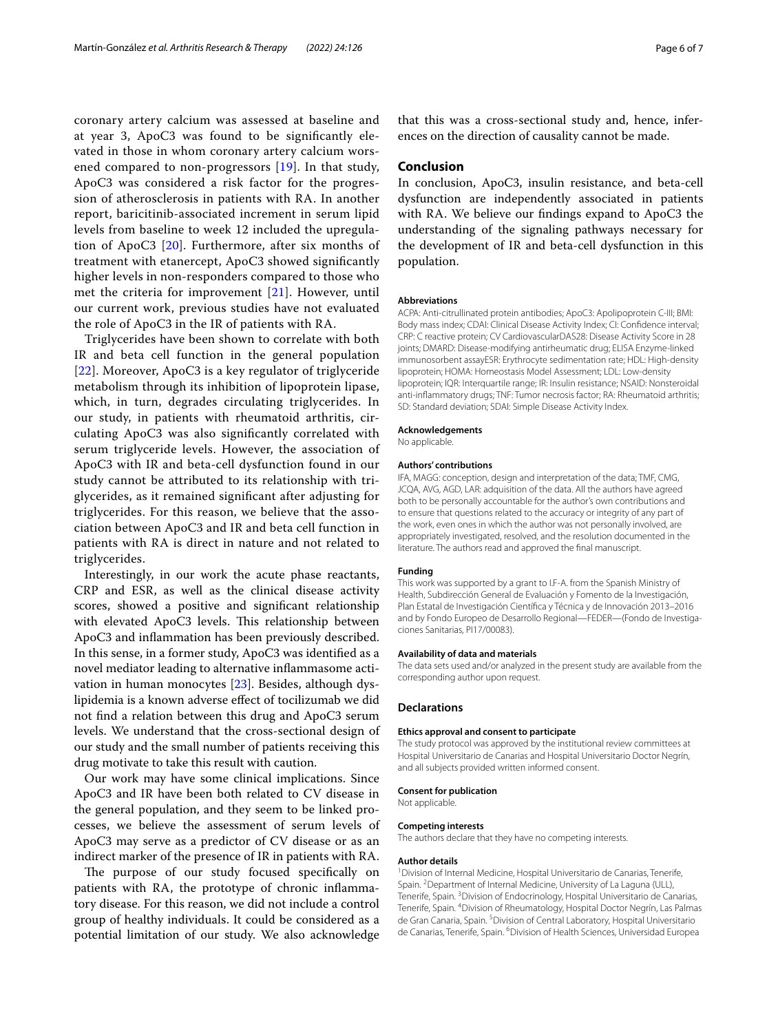coronary artery calcium was assessed at baseline and at year 3, ApoC3 was found to be significantly elevated in those in whom coronary artery calcium worsened compared to non-progressors [19]. In that study, ApoC3 was considered a risk factor for the progression of atherosclerosis in patients with RA. In another report, baricitinib-associated increment in serum lipid levels from baseline to week 12 included the upregulation of ApoC3 [20]. Furthermore, after six months of treatment with etanercept, ApoC3 showed significantly higher levels in non-responders compared to those who met the criteria for improvement [21]. However, until our current work, previous studies have not evaluated the role of ApoC3 in the IR of patients with RA.

Triglycerides have been shown to correlate with both IR and beta cell function in the general population [22]. Moreover, ApoC3 is a key regulator of triglyceride metabolism through its inhibition of lipoprotein lipase, which, in turn, degrades circulating triglycerides. In our study, in patients with rheumatoid arthritis, circulating ApoC3 was also significantly correlated with serum triglyceride levels. However, the association of ApoC3 with IR and beta-cell dysfunction found in our study cannot be attributed to its relationship with triglycerides, as it remained significant after adjusting for triglycerides. For this reason, we believe that the association between ApoC3 and IR and beta cell function in patients with RA is direct in nature and not related to triglycerides.

Interestingly, in our work the acute phase reactants, CRP and ESR, as well as the clinical disease activity scores, showed a positive and significant relationship with elevated ApoC3 levels. This relationship between ApoC3 and inflammation has been previously described. In this sense, in a former study, ApoC3 was identified as a novel mediator leading to alternative inflammasome activation in human monocytes [23]. Besides, although dyslipidemia is a known adverse effect of tocilizumab we did not find a relation between this drug and ApoC3 serum levels. We understand that the cross-sectional design of our study and the small number of patients receiving this drug motivate to take this result with caution.

Our work may have some clinical implications. Since ApoC3 and IR have been both related to CV disease in the general population, and they seem to be linked processes, we believe the assessment of serum levels of ApoC3 may serve as a predictor of CV disease or as an indirect marker of the presence of IR in patients with RA.

The purpose of our study focused specifically on patients with RA, the prototype of chronic inflammatory disease. For this reason, we did not include a control group of healthy individuals. It could be considered as a potential limitation of our study. We also acknowledge that this was a cross-sectional study and, hence, inferences on the direction of causality cannot be made.

## Conclusion

In conclusion, ApoC3, insulin resistance, and beta-cell dysfunction are independently associated in patients with RA. We believe our findings expand to ApoC3 the understanding of the signaling pathways necessary for the development of IR and beta-cell dysfunction in this population.

#### Abbreviations

ACPA: Anti-citrullinated protein antibodies; ApoC3: Apolipoprotein C-III; BMI: Body mass index; CDAI: Clinical Disease Activity Index; CI: Confidence interval; CRP: C reactive protein; CV CardiovascularDAS28: Disease Activity Score in 28 joints; DMARD: Disease-modifying antirheumatic drug; ELISA Enzyme-linked immunosorbent assayESR: Erythrocyte sedimentation rate; HDL: High-density lipoprotein; HOMA: Homeostasis Model Assessment; LDL: Low-density lipoprotein; IQR: Interquartile range; IR: Insulin resistance; NSAID: Nonsteroidal anti-inflammatory drugs; TNF: Tumor necrosis factor; RA: Rheumatoid arthritis; SD: Standard deviation; SDAI: Simple Disease Activity Index.

#### Acknowledgements

No applicable.

#### Authors' contributions

IFA, MAGG: conception, design and interpretation of the data; TMF, CMG, JCQA, AVG, AGD, LAR: adquisition of the data. All the authors have agreed both to be personally accountable for the author's own contributions and to ensure that questions related to the accuracy or integrity of any part of the work, even ones in which the author was not personally involved, are appropriately investigated, resolved, and the resolution documented in the literature. The authors read and approved the final manuscript.

#### Funding

This work was supported by a grant to I.F-A. from the Spanish Ministry of Health, Subdirección General de Evaluación y Fomento de la Investigación, Plan Estatal de Investigación Científica y Técnica y de Innovación 2013–2016 and by Fondo Europeo de Desarrollo Regional—FEDER—(Fondo de Investigaciones Sanitarias, PI17/00083).

#### Availability of data and materials

The data sets used and/or analyzed in the present study are available from the corresponding author upon request.

### Declarations

#### Ethics approval and consent to participate

The study protocol was approved by the institutional review committees at Hospital Universitario de Canarias and Hospital Universitario Doctor Negrín, and all subjects provided written informed consent.

#### Consent for publication

Not applicable.

#### Competing interests

The authors declare that they have no competing interests.

#### Author details

[1]Division of Internal Medicine, Hospital Universitario de Canarias, Tenerife, Spain. [2]Department of Internal Medicine, University of La Laguna (ULL), Tenerife, Spain. [3]Division of Endocrinology, Hospital Universitario de Canarias, Tenerife, Spain. [4]Division of Rheumatology, Hospital Doctor Negrín, Las Palmas de Gran Canaria, Spain. [5]Division of Central Laboratory, Hospital Universitario de Canarias, Tenerife, Spain. [6]Division of Health Sciences, Universidad Europea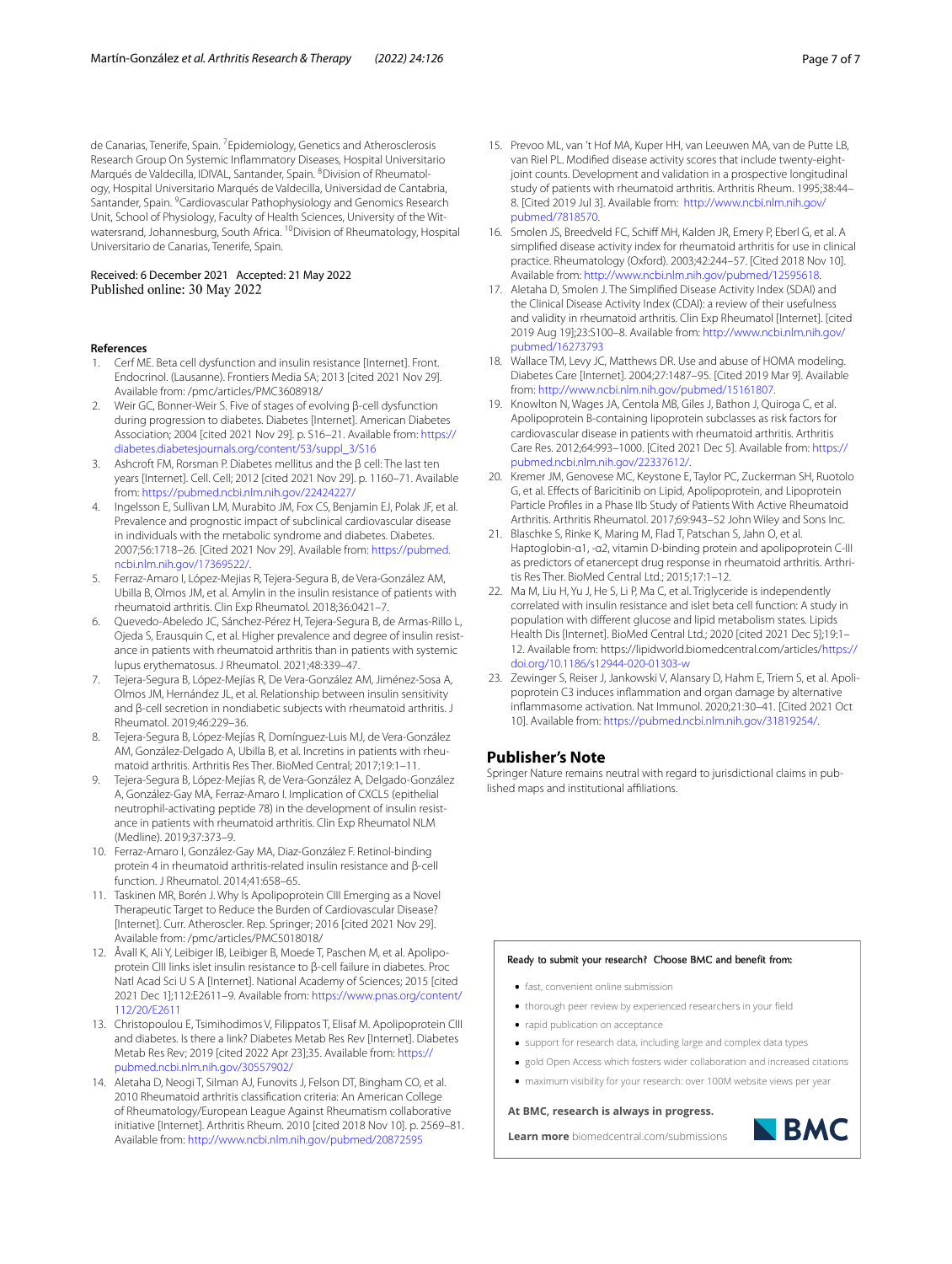de Canarias, Tenerife, Spain. [7]Epidemiology, Genetics and Atherosclerosis Research Group On Systemic Inflammatory Diseases, Hospital Universitario Marqués de Valdecilla, IDIVAL, Santander, Spain. [8]Division of Rheumatology, Hospital Universitario Marqués de Valdecilla, Universidad de Cantabria, Santander, Spain. [9]Cardiovascular Pathophysiology and Genomics Research Unit, School of Physiology, Faculty of Health Sciences, University of the Witwatersrand, Johannesburg, South Africa. [10]Division of Rheumatology, Hospital Universitario de Canarias, Tenerife, Spain.

Received: 6 December 2021 Accepted: 21 May 2022
Published online: 30 May 2022

## References

1. Cerf ME. Beta cell dysfunction and insulin resistance [Internet]. Front. Endocrinol. (Lausanne). Frontiers Media SA; 2013 [cited 2021 Nov 29]. Available from: /pmc/articles/PMC3608918/
2. Weir GC, Bonner-Weir S. Five of stages of evolving β-cell dysfunction during progression to diabetes. Diabetes [Internet]. American Diabetes Association; 2004 [cited 2021 Nov 29]. p. S16–21. Available from: https://diabetes.diabetesjournals.org/content/53/suppl_3/S16
3. Ashcroft FM, Rorsman P. Diabetes mellitus and the β cell: The last ten years [Internet]. Cell. Cell; 2012 [cited 2021 Nov 29]. p. 1160–71. Available from: https://pubmed.ncbi.nlm.nih.gov/22424227/
4. Ingelsson E, Sullivan LM, Murabito JM, Fox CS, Benjamin EJ, Polak JF, et al. Prevalence and prognostic impact of subclinical cardiovascular disease in individuals with the metabolic syndrome and diabetes. Diabetes. 2007;56:1718–26. [Cited 2021 Nov 29]. Available from: https://pubmed.ncbi.nlm.nih.gov/17369522/.
5. Ferraz-Amaro I, López-Mejias R, Tejera-Segura B, de Vera-González AM, Ubilla B, Olmos JM, et al. Amylin in the insulin resistance of patients with rheumatoid arthritis. Clin Exp Rheumatol. 2018;36:0421–7.
6. Quevedo-Abeledo JC, Sánchez-Pérez H, Tejera-Segura B, de Armas-Rillo L, Ojeda S, Erausquin C, et al. Higher prevalence and degree of insulin resistance in patients with rheumatoid arthritis than in patients with systemic lupus erythematosus. J Rheumatol. 2021;48:339–47.
7. Tejera-Segura B, López-Mejías R, De Vera-González AM, Jiménez-Sosa A, Olmos JM, Hernández JL, et al. Relationship between insulin sensitivity and β-cell secretion in nondiabetic subjects with rheumatoid arthritis. J Rheumatol. 2019;46:229–36.
8. Tejera-Segura B, López-Mejías R, Domínguez-Luis MJ, de Vera-González AM, González-Delgado A, Ubilla B, et al. Incretins in patients with rheumatoid arthritis. Arthritis Res Ther. BioMed Central; 2017;19:1–11.
9. Tejera-Segura B, López-Mejías R, de Vera-González A, Delgado-González A, González-Gay MA, Ferraz-Amaro I. Implication of CXCL5 (epithelial neutrophil-activating peptide 78) in the development of insulin resistance in patients with rheumatoid arthritis. Clin Exp Rheumatol NLM (Medline). 2019;37:373–9.
10. Ferraz-Amaro I, González-Gay MA, Diaz-González F. Retinol-binding protein 4 in rheumatoid arthritis-related insulin resistance and β-cell function. J Rheumatol. 2014;41:658–65.
11. Taskinen MR, Borén J. Why Is Apolipoprotein CIII Emerging as a Novel Therapeutic Target to Reduce the Burden of Cardiovascular Disease? [Internet]. Curr. Atheroscler. Rep. Springer; 2016 [cited 2021 Nov 29]. Available from: /pmc/articles/PMC5018018/
12. Åvall K, Ali Y, Leibiger IB, Leibiger B, Moede T, Paschen M, et al. Apolipoprotein CIII links islet insulin resistance to β-cell failure in diabetes. Proc Natl Acad Sci U S A [Internet]. National Academy of Sciences; 2015 [cited 2021 Dec 1];112:E2611–9. Available from: https://www.pnas.org/content/112/20/E2611
13. Christopoulou E, Tsimihodimos V, Filippatos T, Elisaf M. Apolipoprotein CIII and diabetes. Is there a link? Diabetes Metab Res Rev [Internet]. Diabetes Metab Res Rev; 2019 [cited 2022 Apr 23];35. Available from: https://pubmed.ncbi.nlm.nih.gov/30557902/
14. Aletaha D, Neogi T, Silman AJ, Funovits J, Felson DT, Bingham CO, et al. 2010 Rheumatoid arthritis classification criteria: An American College of Rheumatology/European League Against Rheumatism collaborative initiative [Internet]. Arthritis Rheum. 2010 [cited 2018 Nov 10]. p. 2569–81. Available from: http://www.ncbi.nlm.nih.gov/pubmed/20872595
15. Prevoo ML, van 't Hof MA, Kuper HH, van Leeuwen MA, van de Putte LB, van Riel PL. Modified disease activity scores that include twenty-eight-joint counts. Development and validation in a prospective longitudinal study of patients with rheumatoid arthritis. Arthritis Rheum. 1995;38:44–8. [Cited 2019 Jul 3]. Available from: http://www.ncbi.nlm.nih.gov/pubmed/7818570.
16. Smolen JS, Breedveld FC, Schiff MH, Kalden JR, Emery P, Eberl G, et al. A simplified disease activity index for rheumatoid arthritis for use in clinical practice. Rheumatology (Oxford). 2003;42:244–57. [Cited 2018 Nov 10]. Available from: http://www.ncbi.nlm.nih.gov/pubmed/12595618.
17. Aletaha D, Smolen J. The Simplified Disease Activity Index (SDAI) and the Clinical Disease Activity Index (CDAI): a review of their usefulness and validity in rheumatoid arthritis. Clin Exp Rheumatol [Internet]. [cited 2019 Aug 19];23:S100–8. Available from: http://www.ncbi.nlm.nih.gov/pubmed/16273793
18. Wallace TM, Levy JC, Matthews DR. Use and abuse of HOMA modeling. Diabetes Care [Internet]. 2004;27:1487–95. [Cited 2019 Mar 9]. Available from: http://www.ncbi.nlm.nih.gov/pubmed/15161807.
19. Knowlton N, Wages JA, Centola MB, Giles J, Bathon J, Quiroga C, et al. Apolipoprotein B-containing lipoprotein subclasses as risk factors for cardiovascular disease in patients with rheumatoid arthritis. Arthritis Care Res. 2012;64:993–1000. [Cited 2021 Dec 5]. Available from: https://pubmed.ncbi.nlm.nih.gov/22337612/.
20. Kremer JM, Genovese MC, Keystone E, Taylor PC, Zuckerman SH, Ruotolo G, et al. Effects of Baricitinib on Lipid, Apolipoprotein, and Lipoprotein Particle Profiles in a Phase IIb Study of Patients With Active Rheumatoid Arthritis. Arthritis Rheumatol. 2017;69:943–52 John Wiley and Sons Inc.
21. Blaschke S, Rinke K, Maring M, Flad T, Patschan S, Jahn O, et al. Haptoglobin-α1, -α2, vitamin D-binding protein and apolipoprotein C-III as predictors of etanercept drug response in rheumatoid arthritis. Arthritis Res Ther. BioMed Central Ltd.; 2015;17:1–12.
22. Ma M, Liu H, Yu J, He S, Li P, Ma C, et al. Triglyceride is independently correlated with insulin resistance and islet beta cell function: A study in population with different glucose and lipid metabolism states. Lipids Health Dis [Internet]. BioMed Central Ltd.; 2020 [cited 2021 Dec 5];19:1–12. Available from: https://lipidworld.biomedcentral.com/articles/https://doi.org/10.1186/s12944-020-01303-w
23. Zewinger S, Reiser J, Jankowski V, Alansary D, Hahm E, Triem S, et al. Apolipoprotein C3 induces inflammation and organ damage by alternative inflammasome activation. Nat Immunol. 2020;21:30–41. [Cited 2021 Oct 10]. Available from: https://pubmed.ncbi.nlm.nih.gov/31819254/.

## Publisher's Note

Springer Nature remains neutral with regard to jurisdictional claims in published maps and institutional affiliations.

Ready to submit your research? Choose BMC and benefit from:

- fast, convenient online submission
- thorough peer review by experienced researchers in your field
- rapid publication on acceptance
- support for research data, including large and complex data types
- gold Open Access which fosters wider collaboration and increased citations
- maximum visibility for your research: over 100M website views per year

**At BMC, research is always in progress.**

**Learn more** biomedcentral.com/submissions

BMC